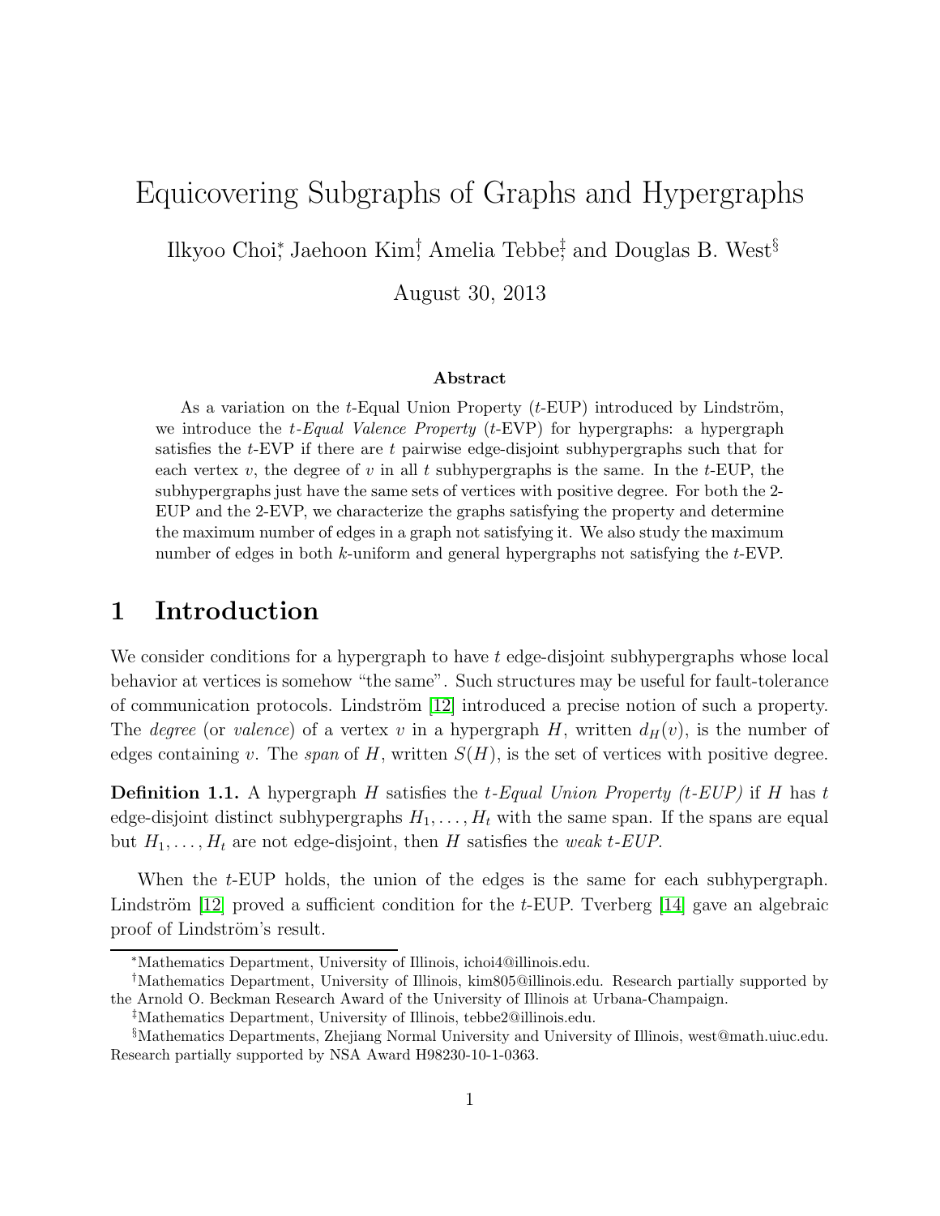# Equicovering Subgraphs of Graphs and Hypergraphs

Ilkyoo Choi[*], Jaehoon Kim[†], Amelia Tebbe[‡], and Douglas B. West[§]

August 30, 2013

### Abstract

As a variation on the $t$-Equal Union Property ($t$-EUP) introduced by Lindström, we introduce the *$t$-Equal Valence Property* ($t$-EVP) for hypergraphs: a hypergraph satisfies the $t$-EVP if there are $t$ pairwise edge-disjoint subhypergraphs such that for each vertex $v$, the degree of $v$ in all $t$ subhypergraphs is the same. In the $t$-EUP, the subhypergraphs just have the same sets of vertices with positive degree. For both the 2-EUP and the 2-EVP, we characterize the graphs satisfying the property and determine the maximum number of edges in a graph not satisfying it. We also study the maximum number of edges in both $k$-uniform and general hypergraphs not satisfying the $t$-EVP.

## 1 Introduction

We consider conditions for a hypergraph to have $t$ edge-disjoint subhypergraphs whose local behavior at vertices is somehow "the same". Such structures may be useful for fault-tolerance of communication protocols. Lindström [12] introduced a precise notion of such a property. The *degree* (or *valence*) of a vertex $v$ in a hypergraph $H$, written $d_H(v)$, is the number of edges containing $v$. The *span* of $H$, written $S(H)$, is the set of vertices with positive degree.

**Definition 1.1.** A hypergraph $H$ satisfies the *$t$-Equal Union Property ($t$-EUP)* if $H$ has $t$ edge-disjoint distinct subhypergraphs $H_1, \ldots, H_t$ with the same span. If the spans are equal but $H_1, \ldots, H_t$ are not edge-disjoint, then $H$ satisfies the *weak $t$-EUP*.

When the $t$-EUP holds, the union of the edges is the same for each subhypergraph. Lindström [12] proved a sufficient condition for the $t$-EUP. Tverberg [14] gave an algebraic proof of Lindström's result.

---

[*] Mathematics Department, University of Illinois, ichoi4@illinois.edu.

[†] Mathematics Department, University of Illinois, kim805@illinois.edu. Research partially supported by the Arnold O. Beckman Research Award of the University of Illinois at Urbana-Champaign.

[‡] Mathematics Department, University of Illinois, tebbe2@illinois.edu.

[§] Mathematics Departments, Zhejiang Normal University and University of Illinois, west@math.uiuc.edu. Research partially supported by NSA Award H98230-10-1-0363.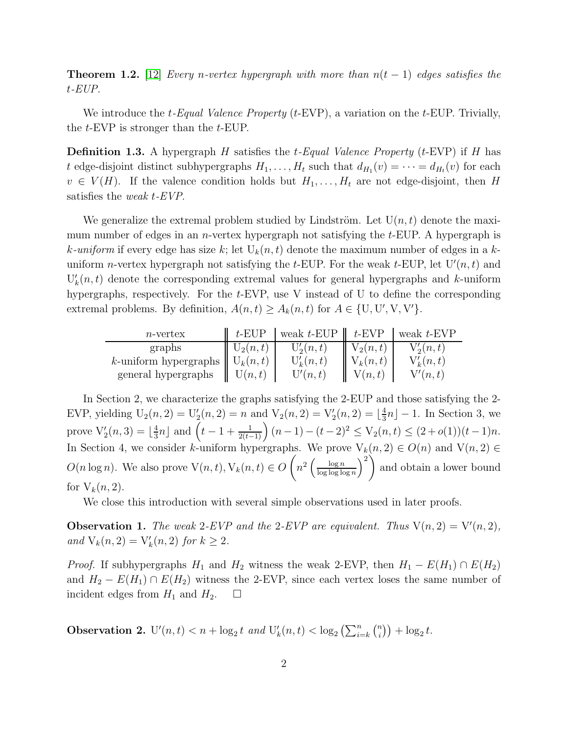**Theorem 1.2.** [12] *Every $n$-vertex hypergraph with more than $n(t-1)$ edges satisfies the $t$-EUP.*

We introduce the *$t$-Equal Valence Property* ($t$-EVP), a variation on the $t$-EUP. Trivially, the $t$-EVP is stronger than the $t$-EUP.

**Definition 1.3.** A hypergraph $H$ satisfies the *$t$-Equal Valence Property* ($t$-EVP) if $H$ has $t$ edge-disjoint distinct subhypergraphs $H_1, \ldots, H_t$ such that $d_{H_1}(v) = \cdots = d_{H_t}(v)$ for each $v \in V(H)$. If the valence condition holds but $H_1, \ldots, H_t$ are not edge-disjoint, then $H$ satisfies the *weak $t$-EVP*.

We generalize the extremal problem studied by Lindström. Let $\mathrm{U}(n,t)$ denote the maximum number of edges in an $n$-vertex hypergraph not satisfying the $t$-EUP. A hypergraph is *$k$-uniform* if every edge has size $k$; let $\mathrm{U}_k(n,t)$ denote the maximum number of edges in a $k$-uniform $n$-vertex hypergraph not satisfying the $t$-EUP. For the weak $t$-EUP, let $\mathrm{U}'(n,t)$ and $\mathrm{U}'_k(n,t)$ denote the corresponding extremal values for general hypergraphs and $k$-uniform hypergraphs, respectively. For the $t$-EVP, use V instead of U to define the corresponding extremal problems. By definition, $A(n,t) \geq A_k(n,t)$ for $A \in \{\mathrm{U}, \mathrm{U}', \mathrm{V}, \mathrm{V}'\}$.

| $n$-vertex | $t$-EUP | weak $t$-EUP | $t$-EVP | weak $t$-EVP |
|---|---|---|---|---|
| graphs | $\mathrm{U}_2(n,t)$ | $\mathrm{U}'_2(n,t)$ | $\mathrm{V}_2(n,t)$ | $\mathrm{V}'_2(n,t)$ |
| $k$-uniform hypergraphs | $\mathrm{U}_k(n,t)$ | $\mathrm{U}'_k(n,t)$ | $\mathrm{V}_k(n,t)$ | $\mathrm{V}'_k(n,t)$ |
| general hypergraphs | $\mathrm{U}(n,t)$ | $\mathrm{U}'(n,t)$ | $\mathrm{V}(n,t)$ | $\mathrm{V}'(n,t)$ |

In Section 2, we characterize the graphs satisfying the 2-EUP and those satisfying the 2-EVP, yielding $\mathrm{U}_2(n,2) = \mathrm{U}'_2(n,2) = n$ and $\mathrm{V}_2(n,2) = \mathrm{V}'_2(n,2) = \lfloor \frac{4}{3}n \rfloor - 1$. In Section 3, we prove $\mathrm{V}'_2(n,3) = \lfloor \frac{4}{3}n \rfloor$ and $\left(t - 1 + \frac{1}{2(t-1)}\right)(n-1) - (t-2)^2 \leq \mathrm{V}_2(n,t) \leq (2+o(1))(t-1)n$. In Section 4, we consider $k$-uniform hypergraphs. We prove $\mathrm{V}_k(n,2) \in O(n)$ and $\mathrm{V}(n,2) \in O(n \log n)$. We also prove $\mathrm{V}(n,t), \mathrm{V}_k(n,t) \in O\left(n^2 \left(\frac{\log n}{\log\log\log n}\right)^2\right)$ and obtain a lower bound for $\mathrm{V}_k(n,2)$.

We close this introduction with several simple observations used in later proofs.

**Observation 1.** *The weak 2-EVP and the 2-EVP are equivalent. Thus $\mathrm{V}(n,2) = \mathrm{V}'(n,2)$, and $\mathrm{V}_k(n,2) = \mathrm{V}'_k(n,2)$ for $k \geq 2$.*

*Proof.* If subhypergraphs $H_1$ and $H_2$ witness the weak 2-EVP, then $H_1 - E(H_1) \cap E(H_2)$ and $H_2 - E(H_1) \cap E(H_2)$ witness the 2-EVP, since each vertex loses the same number of incident edges from $H_1$ and $H_2$. $\square$

**Observation 2.** $\mathrm{U}'(n,t) < n + \log_2 t$ *and* $\mathrm{U}'_k(n,t) < \log_2 \left(\sum_{i=k}^{n} \binom{n}{i}\right) + \log_2 t$.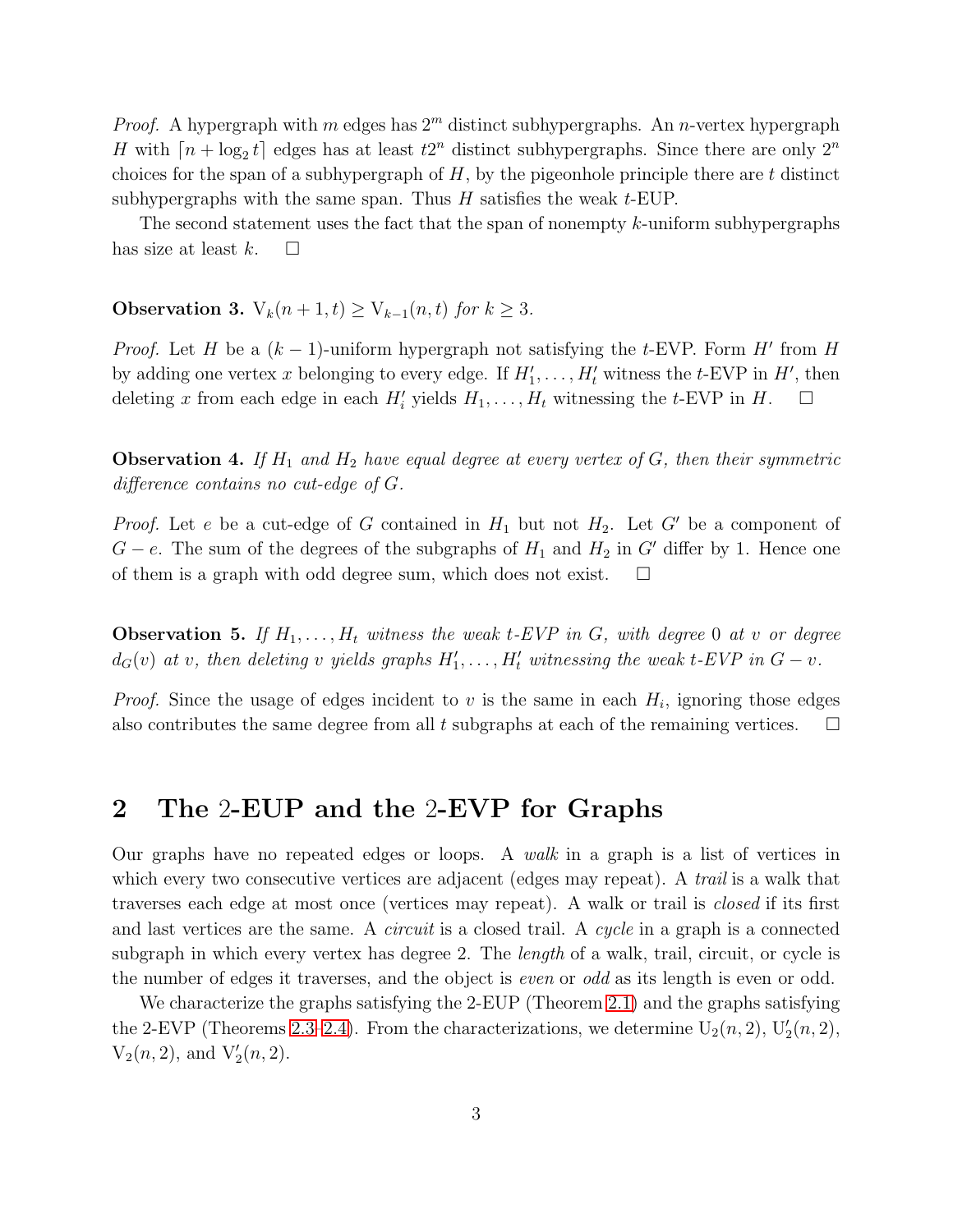*Proof.* A hypergraph with $m$ edges has $2^m$ distinct subhypergraphs. An $n$-vertex hypergraph $H$ with $\lceil n + \log_2 t \rceil$ edges has at least $t2^n$ distinct subhypergraphs. Since there are only $2^n$ choices for the span of a subhypergraph of $H$, by the pigeonhole principle there are $t$ distinct subhypergraphs with the same span. Thus $H$ satisfies the weak $t$-EUP.

The second statement uses the fact that the span of nonempty $k$-uniform subhypergraphs has size at least $k$. $\square$

**Observation 3.** *$\mathrm{V}_k(n+1,t) \geq \mathrm{V}_{k-1}(n,t)$ for $k \geq 3$.*

*Proof.* Let $H$ be a $(k-1)$-uniform hypergraph not satisfying the $t$-EVP. Form $H'$ from $H$ by adding one vertex $x$ belonging to every edge. If $H'_1, \ldots, H'_t$ witness the $t$-EVP in $H'$, then deleting $x$ from each edge in each $H'_i$ yields $H_1, \ldots, H_t$ witnessing the $t$-EVP in $H$. $\square$

**Observation 4.** *If $H_1$ and $H_2$ have equal degree at every vertex of $G$, then their symmetric difference contains no cut-edge of $G$.*

*Proof.* Let $e$ be a cut-edge of $G$ contained in $H_1$ but not $H_2$. Let $G'$ be a component of $G - e$. The sum of the degrees of the subgraphs of $H_1$ and $H_2$ in $G'$ differ by 1. Hence one of them is a graph with odd degree sum, which does not exist. $\square$

**Observation 5.** *If $H_1, \ldots, H_t$ witness the weak $t$-EVP in $G$, with degree 0 at $v$ or degree $d_G(v)$ at $v$, then deleting $v$ yields graphs $H'_1, \ldots, H'_t$ witnessing the weak $t$-EVP in $G - v$.*

*Proof.* Since the usage of edges incident to $v$ is the same in each $H_i$, ignoring those edges also contributes the same degree from all $t$ subgraphs at each of the remaining vertices. $\square$

## 2 The 2-EUP and the 2-EVP for Graphs

Our graphs have no repeated edges or loops. A *walk* in a graph is a list of vertices in which every two consecutive vertices are adjacent (edges may repeat). A *trail* is a walk that traverses each edge at most once (vertices may repeat). A walk or trail is *closed* if its first and last vertices are the same. A *circuit* is a closed trail. A *cycle* in a graph is a connected subgraph in which every vertex has degree 2. The *length* of a walk, trail, circuit, or cycle is the number of edges it traverses, and the object is *even* or *odd* as its length is even or odd.

We characterize the graphs satisfying the 2-EUP (Theorem 2.1) and the graphs satisfying the 2-EVP (Theorems 2.3–2.4). From the characterizations, we determine $\mathrm{U}_2(n,2)$, $\mathrm{U}'_2(n,2)$, $\mathrm{V}_2(n,2)$, and $\mathrm{V}'_2(n,2)$.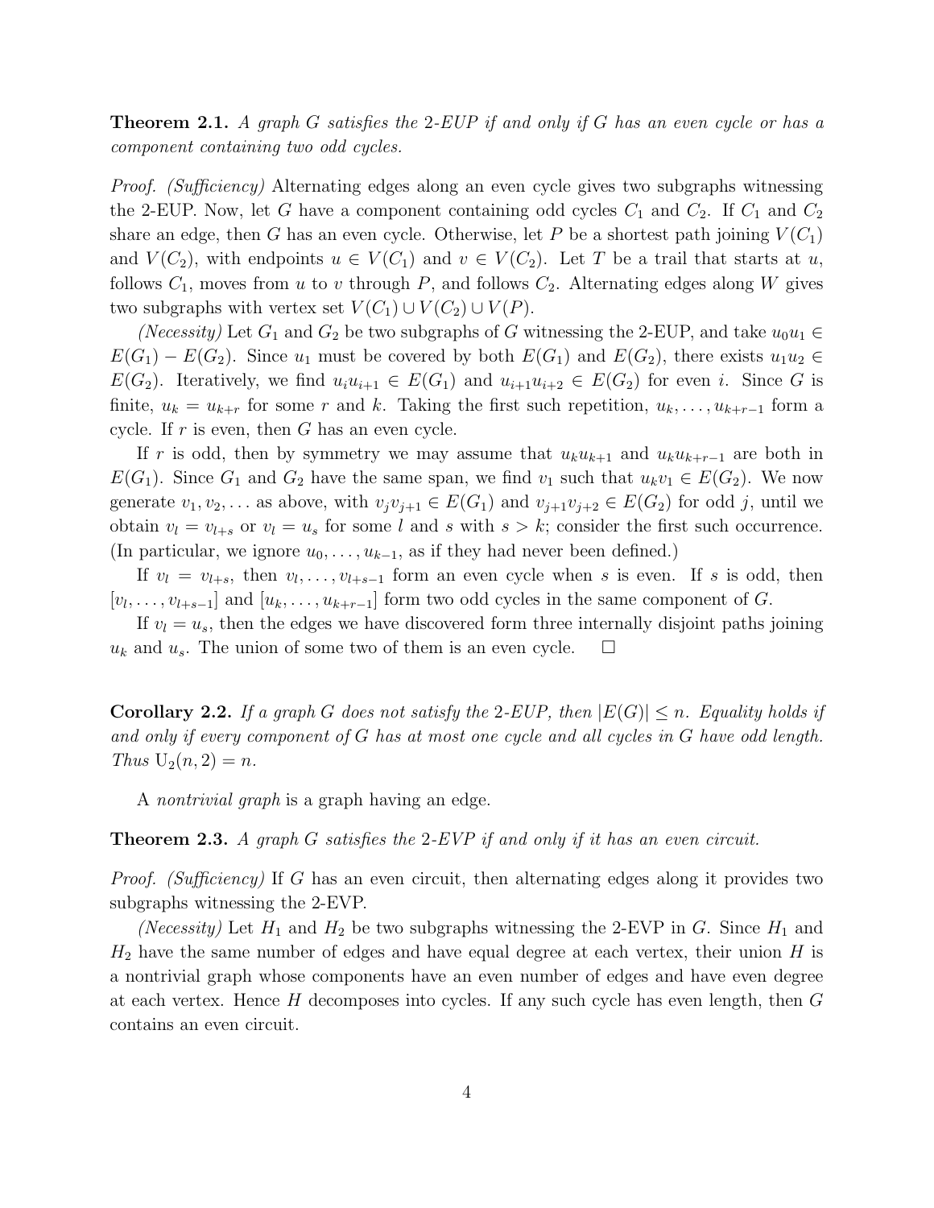**Theorem 2.1.** *A graph $G$ satisfies the 2-EUP if and only if $G$ has an even cycle or has a component containing two odd cycles.*

*Proof. (Sufficiency)* Alternating edges along an even cycle gives two subgraphs witnessing the 2-EUP. Now, let $G$ have a component containing odd cycles $C_1$ and $C_2$. If $C_1$ and $C_2$ share an edge, then $G$ has an even cycle. Otherwise, let $P$ be a shortest path joining $V(C_1)$ and $V(C_2)$, with endpoints $u \in V(C_1)$ and $v \in V(C_2)$. Let $T$ be a trail that starts at $u$, follows $C_1$, moves from $u$ to $v$ through $P$, and follows $C_2$. Alternating edges along $W$ gives two subgraphs with vertex set $V(C_1) \cup V(C_2) \cup V(P)$.

*(Necessity)* Let $G_1$ and $G_2$ be two subgraphs of $G$ witnessing the 2-EUP, and take $u_0u_1 \in E(G_1) - E(G_2)$. Since $u_1$ must be covered by both $E(G_1)$ and $E(G_2)$, there exists $u_1u_2 \in E(G_2)$. Iteratively, we find $u_iu_{i+1} \in E(G_1)$ and $u_{i+1}u_{i+2} \in E(G_2)$ for even $i$. Since $G$ is finite, $u_k = u_{k+r}$ for some $r$ and $k$. Taking the first such repetition, $u_k, \ldots, u_{k+r-1}$ form a cycle. If $r$ is even, then $G$ has an even cycle.

If $r$ is odd, then by symmetry we may assume that $u_ku_{k+1}$ and $u_ku_{k+r-1}$ are both in $E(G_1)$. Since $G_1$ and $G_2$ have the same span, we find $v_1$ such that $u_kv_1 \in E(G_2)$. We now generate $v_1, v_2, \ldots$ as above, with $v_jv_{j+1} \in E(G_1)$ and $v_{j+1}v_{j+2} \in E(G_2)$ for odd $j$, until we obtain $v_l = v_{l+s}$ or $v_l = u_s$ for some $l$ and $s$ with $s > k$; consider the first such occurrence. (In particular, we ignore $u_0, \ldots, u_{k-1}$, as if they had never been defined.)

If $v_l = v_{l+s}$, then $v_l, \ldots, v_{l+s-1}$ form an even cycle when $s$ is even. If $s$ is odd, then $[v_l, \ldots, v_{l+s-1}]$ and $[u_k, \ldots, u_{k+r-1}]$ form two odd cycles in the same component of $G$.

If $v_l = u_s$, then the edges we have discovered form three internally disjoint paths joining $u_k$ and $u_s$. The union of some two of them is an even cycle. $\square$

**Corollary 2.2.** *If a graph $G$ does not satisfy the 2-EUP, then $|E(G)| \le n$. Equality holds if and only if every component of $G$ has at most one cycle and all cycles in $G$ have odd length. Thus $\mathrm{U}_2(n, 2) = n$.*

A *nontrivial graph* is a graph having an edge.

**Theorem 2.3.** *A graph $G$ satisfies the 2-EVP if and only if it has an even circuit.*

*Proof. (Sufficiency)* If $G$ has an even circuit, then alternating edges along it provides two subgraphs witnessing the 2-EVP.

*(Necessity)* Let $H_1$ and $H_2$ be two subgraphs witnessing the 2-EVP in $G$. Since $H_1$ and $H_2$ have the same number of edges and have equal degree at each vertex, their union $H$ is a nontrivial graph whose components have an even number of edges and have even degree at each vertex. Hence $H$ decomposes into cycles. If any such cycle has even length, then $G$ contains an even circuit.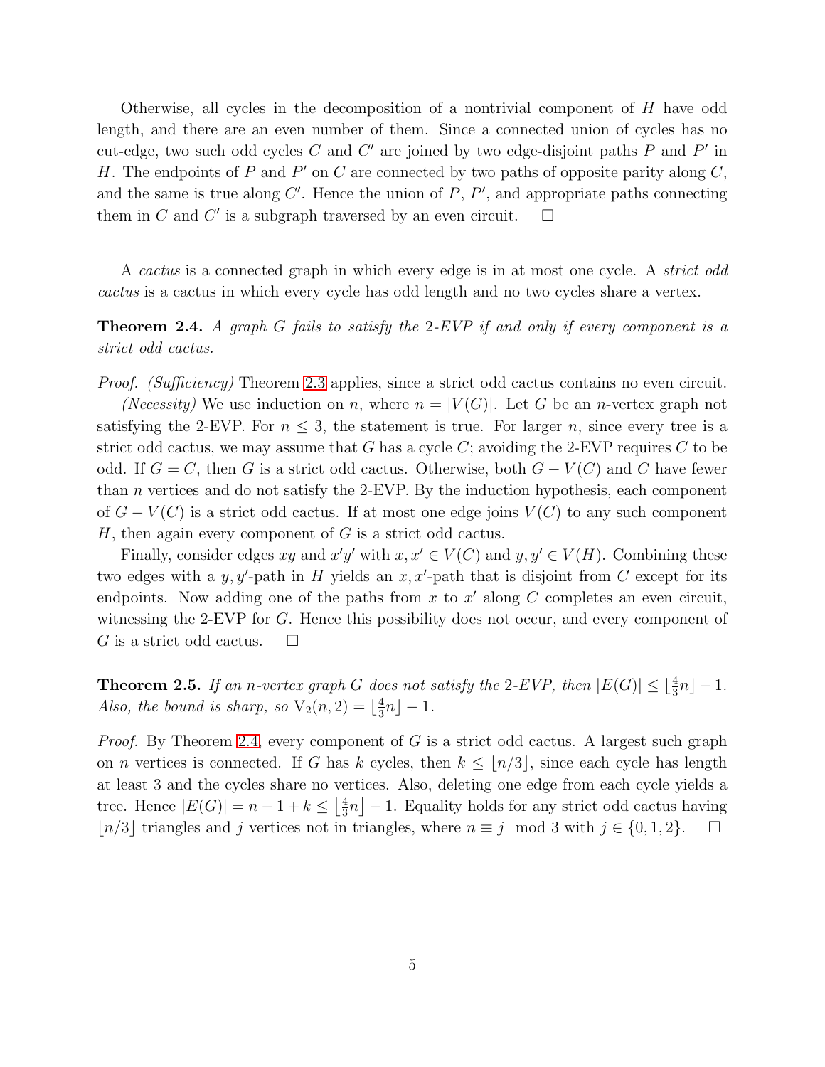Otherwise, all cycles in the decomposition of a nontrivial component of $H$ have odd length, and there are an even number of them. Since a connected union of cycles has no cut-edge, two such odd cycles $C$ and $C'$ are joined by two edge-disjoint paths $P$ and $P'$ in $H$. The endpoints of $P$ and $P'$ on $C$ are connected by two paths of opposite parity along $C$, and the same is true along $C'$. Hence the union of $P$, $P'$, and appropriate paths connecting them in $C$ and $C'$ is a subgraph traversed by an even circuit. $\square$

A *cactus* is a connected graph in which every edge is in at most one cycle. A *strict odd cactus* is a cactus in which every cycle has odd length and no two cycles share a vertex.

**Theorem 2.4.** *A graph $G$ fails to satisfy the 2-EVP if and only if every component is a strict odd cactus.*

*Proof.* *(Sufficiency)* Theorem 2.3 applies, since a strict odd cactus contains no even circuit.

*(Necessity)* We use induction on $n$, where $n = |V(G)|$. Let $G$ be an $n$-vertex graph not satisfying the 2-EVP. For $n \le 3$, the statement is true. For larger $n$, since every tree is a strict odd cactus, we may assume that $G$ has a cycle $C$; avoiding the 2-EVP requires $C$ to be odd. If $G = C$, then $G$ is a strict odd cactus. Otherwise, both $G - V(C)$ and $C$ have fewer than $n$ vertices and do not satisfy the 2-EVP. By the induction hypothesis, each component of $G - V(C)$ is a strict odd cactus. If at most one edge joins $V(C)$ to any such component $H$, then again every component of $G$ is a strict odd cactus.

Finally, consider edges $xy$ and $x'y'$ with $x, x' \in V(C)$ and $y, y' \in V(H)$. Combining these two edges with a $y, y'$-path in $H$ yields an $x, x'$-path that is disjoint from $C$ except for its endpoints. Now adding one of the paths from $x$ to $x'$ along $C$ completes an even circuit, witnessing the 2-EVP for $G$. Hence this possibility does not occur, and every component of $G$ is a strict odd cactus. $\square$

**Theorem 2.5.** *If an $n$-vertex graph $G$ does not satisfy the 2-EVP, then $|E(G)| \le \lfloor \frac{4}{3}n \rfloor - 1$. Also, the bound is sharp, so $\mathrm{V}_2(n, 2) = \lfloor \frac{4}{3}n \rfloor - 1$.*

*Proof.* By Theorem 2.4, every component of $G$ is a strict odd cactus. A largest such graph on $n$ vertices is connected. If $G$ has $k$ cycles, then $k \le \lfloor n/3 \rfloor$, since each cycle has length at least 3 and the cycles share no vertices. Also, deleting one edge from each cycle yields a tree. Hence $|E(G)| = n - 1 + k \le \lfloor \frac{4}{3}n \rfloor - 1$. Equality holds for any strict odd cactus having $\lfloor n/3 \rfloor$ triangles and $j$ vertices not in triangles, where $n \equiv j \mod 3$ with $j \in \{0, 1, 2\}$. $\square$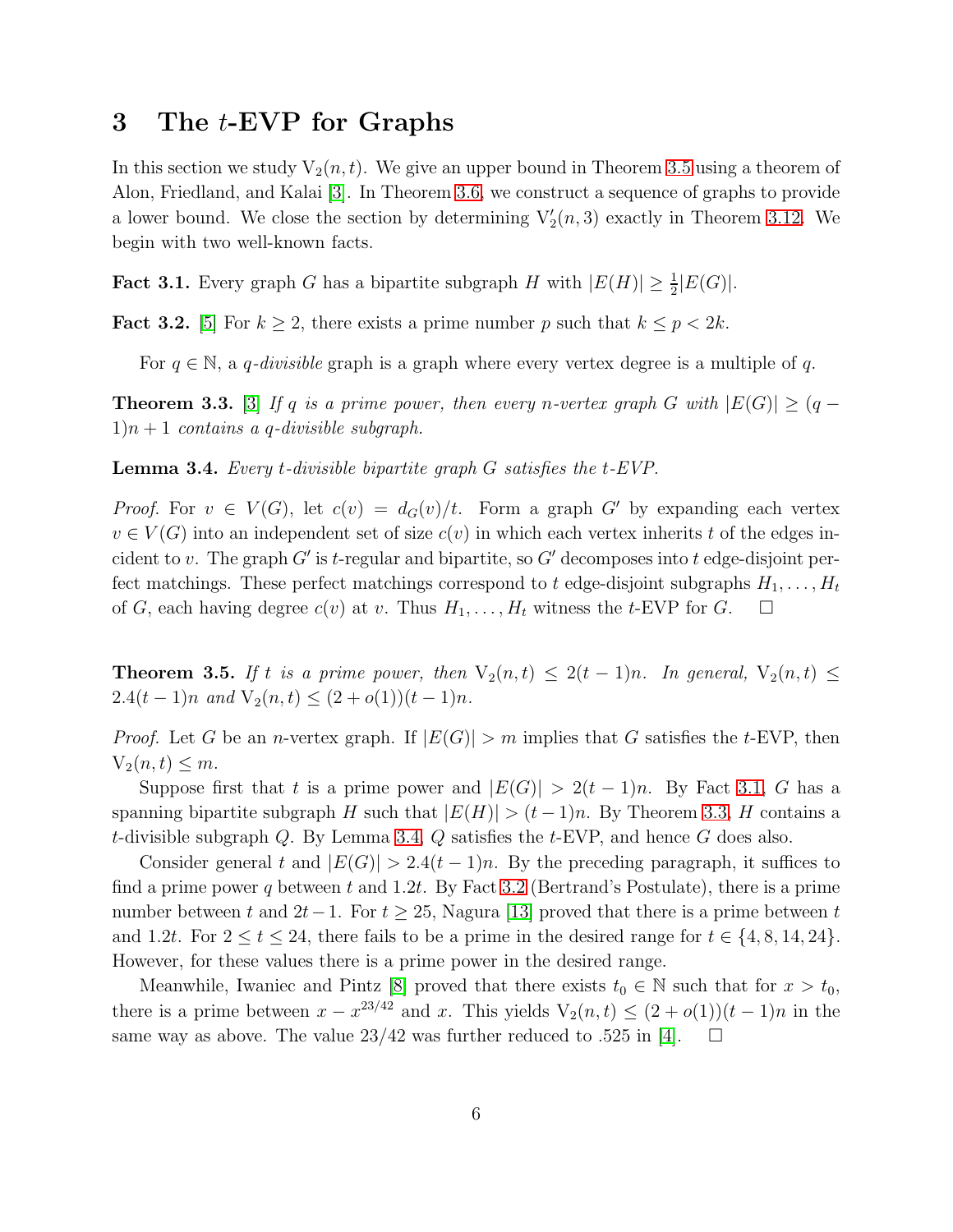## 3 The $t$-EVP for Graphs

In this section we study $\mathrm{V}_2(n,t)$. We give an upper bound in Theorem 3.5 using a theorem of Alon, Friedland, and Kalai [3]. In Theorem 3.6, we construct a sequence of graphs to provide a lower bound. We close the section by determining $\mathrm{V}_2'(n,3)$ exactly in Theorem 3.12. We begin with two well-known facts.

**Fact 3.1.** Every graph $G$ has a bipartite subgraph $H$ with $|E(H)| \geq \frac{1}{2}|E(G)|$.

**Fact 3.2.** [5] For $k \geq 2$, there exists a prime number $p$ such that $k \leq p < 2k$.

For $q \in \mathbb{N}$, a *$q$-divisible* graph is a graph where every vertex degree is a multiple of $q$.

**Theorem 3.3.** [3] *If $q$ is a prime power, then every $n$-vertex graph $G$ with $|E(G)| \geq (q-1)n + 1$ contains a $q$-divisible subgraph.*

**Lemma 3.4.** *Every $t$-divisible bipartite graph $G$ satisfies the $t$-EVP.*

*Proof.* For $v \in V(G)$, let $c(v) = d_G(v)/t$. Form a graph $G'$ by expanding each vertex $v \in V(G)$ into an independent set of size $c(v)$ in which each vertex inherits $t$ of the edges incident to $v$. The graph $G'$ is $t$-regular and bipartite, so $G'$ decomposes into $t$ edge-disjoint perfect matchings. These perfect matchings correspond to $t$ edge-disjoint subgraphs $H_1, \ldots, H_t$ of $G$, each having degree $c(v)$ at $v$. Thus $H_1, \ldots, H_t$ witness the $t$-EVP for $G$. $\square$

**Theorem 3.5.** *If $t$ is a prime power, then $\mathrm{V}_2(n,t) \leq 2(t-1)n$. In general, $\mathrm{V}_2(n,t) \leq 2.4(t-1)n$ and $\mathrm{V}_2(n,t) \leq (2+o(1))(t-1)n$.*

*Proof.* Let $G$ be an $n$-vertex graph. If $|E(G)| > m$ implies that $G$ satisfies the $t$-EVP, then $\mathrm{V}_2(n,t) \leq m$.

Suppose first that $t$ is a prime power and $|E(G)| > 2(t-1)n$. By Fact 3.1, $G$ has a spanning bipartite subgraph $H$ such that $|E(H)| > (t-1)n$. By Theorem 3.3, $H$ contains a $t$-divisible subgraph $Q$. By Lemma 3.4, $Q$ satisfies the $t$-EVP, and hence $G$ does also.

Consider general $t$ and $|E(G)| > 2.4(t-1)n$. By the preceding paragraph, it suffices to find a prime power $q$ between $t$ and $1.2t$. By Fact 3.2 (Bertrand's Postulate), there is a prime number between $t$ and $2t-1$. For $t \geq 25$, Nagura [13] proved that there is a prime between $t$ and $1.2t$. For $2 \leq t \leq 24$, there fails to be a prime in the desired range for $t \in \{4, 8, 14, 24\}$. However, for these values there is a prime power in the desired range.

Meanwhile, Iwaniec and Pintz [8] proved that there exists $t_0 \in \mathbb{N}$ such that for $x > t_0$, there is a prime between $x - x^{23/42}$ and $x$. This yields $\mathrm{V}_2(n,t) \leq (2+o(1))(t-1)n$ in the same way as above. The value $23/42$ was further reduced to $.525$ in [4]. $\square$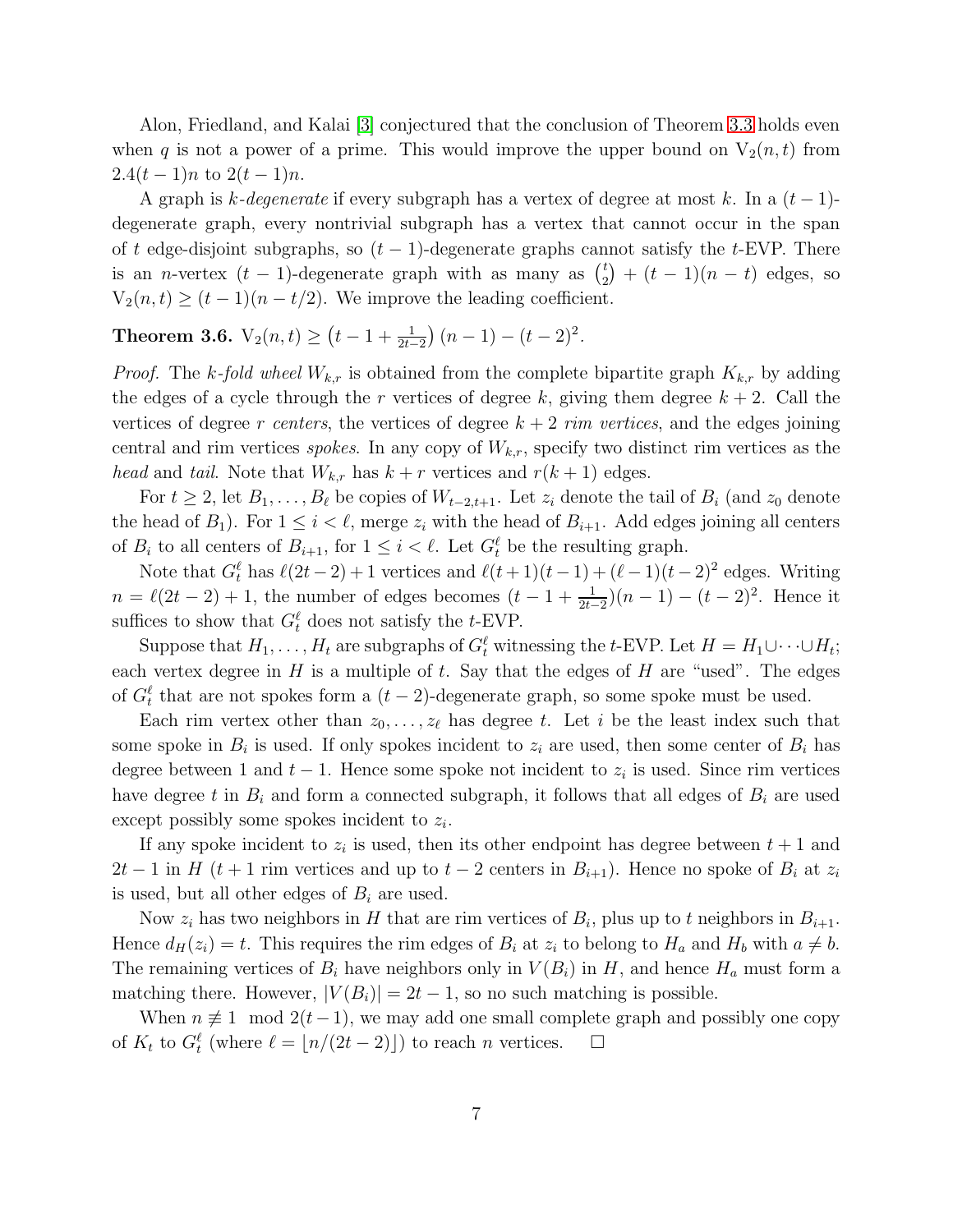Alon, Friedland, and Kalai [3] conjectured that the conclusion of Theorem 3.3 holds even when $q$ is not a power of a prime. This would improve the upper bound on $\mathrm{V}_2(n,t)$ from $2.4(t-1)n$ to $2(t-1)n$.

A graph is *$k$-degenerate* if every subgraph has a vertex of degree at most $k$. In a $(t-1)$-degenerate graph, every nontrivial subgraph has a vertex that cannot occur in the span of $t$ edge-disjoint subgraphs, so $(t-1)$-degenerate graphs cannot satisfy the $t$-EVP. There is an $n$-vertex $(t-1)$-degenerate graph with as many as $\binom{t}{2} + (t-1)(n-t)$ edges, so $\mathrm{V}_2(n,t) \geq (t-1)(n-t/2)$. We improve the leading coefficient.

**Theorem 3.6.** $\mathrm{V}_2(n,t) \geq \left(t-1+\frac{1}{2t-2}\right)(n-1) - (t-2)^2$.

*Proof.* The *$k$-fold wheel* $W_{k,r}$ is obtained from the complete bipartite graph $K_{k,r}$ by adding the edges of a cycle through the $r$ vertices of degree $k$, giving them degree $k+2$. Call the vertices of degree $r$ *centers*, the vertices of degree $k+2$ *rim vertices*, and the edges joining central and rim vertices *spokes*. In any copy of $W_{k,r}$, specify two distinct rim vertices as the *head* and *tail*. Note that $W_{k,r}$ has $k+r$ vertices and $r(k+1)$ edges.

For $t \geq 2$, let $B_1, \ldots, B_\ell$ be copies of $W_{t-2,t+1}$. Let $z_i$ denote the tail of $B_i$ (and $z_0$ denote the head of $B_1$). For $1 \leq i < \ell$, merge $z_i$ with the head of $B_{i+1}$. Add edges joining all centers of $B_i$ to all centers of $B_{i+1}$, for $1 \leq i < \ell$. Let $G_t^\ell$ be the resulting graph.

Note that $G_t^\ell$ has $\ell(2t-2)+1$ vertices and $\ell(t+1)(t-1) + (\ell-1)(t-2)^2$ edges. Writing $n = \ell(2t-2)+1$, the number of edges becomes $(t-1+\frac{1}{2t-2})(n-1) - (t-2)^2$. Hence it suffices to show that $G_t^\ell$ does not satisfy the $t$-EVP.

Suppose that $H_1, \ldots, H_t$ are subgraphs of $G_t^\ell$ witnessing the $t$-EVP. Let $H = H_1 \cup \cdots \cup H_t$; each vertex degree in $H$ is a multiple of $t$. Say that the edges of $H$ are "used". The edges of $G_t^\ell$ that are not spokes form a $(t-2)$-degenerate graph, so some spoke must be used.

Each rim vertex other than $z_0, \ldots, z_\ell$ has degree $t$. Let $i$ be the least index such that some spoke in $B_i$ is used. If only spokes incident to $z_i$ are used, then some center of $B_i$ has degree between 1 and $t-1$. Hence some spoke not incident to $z_i$ is used. Since rim vertices have degree $t$ in $B_i$ and form a connected subgraph, it follows that all edges of $B_i$ are used except possibly some spokes incident to $z_i$.

If any spoke incident to $z_i$ is used, then its other endpoint has degree between $t+1$ and $2t-1$ in $H$ ($t+1$ rim vertices and up to $t-2$ centers in $B_{i+1}$). Hence no spoke of $B_i$ at $z_i$ is used, but all other edges of $B_i$ are used.

Now $z_i$ has two neighbors in $H$ that are rim vertices of $B_i$, plus up to $t$ neighbors in $B_{i+1}$. Hence $d_H(z_i) = t$. This requires the rim edges of $B_i$ at $z_i$ to belong to $H_a$ and $H_b$ with $a \neq b$. The remaining vertices of $B_i$ have neighbors only in $V(B_i)$ in $H$, and hence $H_a$ must form a matching there. However, $|V(B_i)| = 2t-1$, so no such matching is possible.

When $n \not\equiv 1 \mod 2(t-1)$, we may add one small complete graph and possibly one copy of $K_t$ to $G_t^\ell$ (where $\ell = \lfloor n/(2t-2) \rfloor$) to reach $n$ vertices. $\square$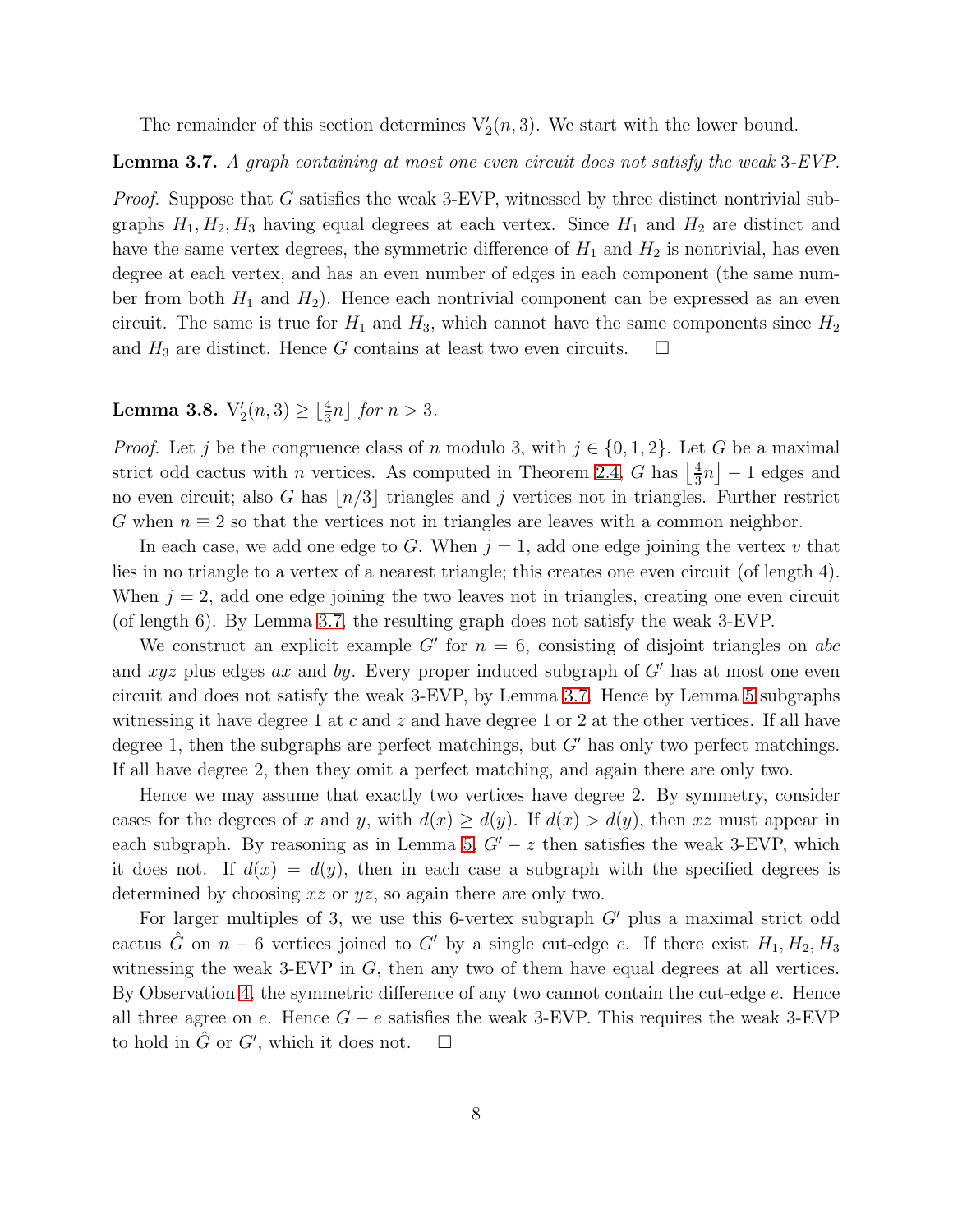The remainder of this section determines $\mathrm{V}_2'(n,3)$. We start with the lower bound.

**Lemma 3.7.** *A graph containing at most one even circuit does not satisfy the weak* 3*-EVP.*

*Proof.* Suppose that $G$ satisfies the weak 3-EVP, witnessed by three distinct nontrivial subgraphs $H_1, H_2, H_3$ having equal degrees at each vertex. Since $H_1$ and $H_2$ are distinct and have the same vertex degrees, the symmetric difference of $H_1$ and $H_2$ is nontrivial, has even degree at each vertex, and has an even number of edges in each component (the same number from both $H_1$ and $H_2$). Hence each nontrivial component can be expressed as an even circuit. The same is true for $H_1$ and $H_3$, which cannot have the same components since $H_2$ and $H_3$ are distinct. Hence $G$ contains at least two even circuits. $\square$

**Lemma 3.8.** $\mathrm{V}_2'(n,3) \ge \lfloor \frac{4}{3}n \rfloor$ *for* $n > 3$.

*Proof.* Let $j$ be the congruence class of $n$ modulo 3, with $j \in \{0,1,2\}$. Let $G$ be a maximal strict odd cactus with $n$ vertices. As computed in Theorem 2.4, $G$ has $\lfloor \frac{4}{3}n \rfloor - 1$ edges and no even circuit; also $G$ has $\lfloor n/3 \rfloor$ triangles and $j$ vertices not in triangles. Further restrict $G$ when $n \equiv 2$ so that the vertices not in triangles are leaves with a common neighbor.

In each case, we add one edge to $G$. When $j = 1$, add one edge joining the vertex $v$ that lies in no triangle to a vertex of a nearest triangle; this creates one even circuit (of length 4). When $j = 2$, add one edge joining the two leaves not in triangles, creating one even circuit (of length 6). By Lemma 3.7, the resulting graph does not satisfy the weak 3-EVP.

We construct an explicit example $G'$ for $n = 6$, consisting of disjoint triangles on $abc$ and $xyz$ plus edges $ax$ and $by$. Every proper induced subgraph of $G'$ has at most one even circuit and does not satisfy the weak 3-EVP, by Lemma 3.7. Hence by Lemma 5 subgraphs witnessing it have degree 1 at $c$ and $z$ and have degree 1 or 2 at the other vertices. If all have degree 1, then the subgraphs are perfect matchings, but $G'$ has only two perfect matchings. If all have degree 2, then they omit a perfect matching, and again there are only two.

Hence we may assume that exactly two vertices have degree 2. By symmetry, consider cases for the degrees of $x$ and $y$, with $d(x) \ge d(y)$. If $d(x) > d(y)$, then $xz$ must appear in each subgraph. By reasoning as in Lemma 5, $G' - z$ then satisfies the weak 3-EVP, which it does not. If $d(x) = d(y)$, then in each case a subgraph with the specified degrees is determined by choosing $xz$ or $yz$, so again there are only two.

For larger multiples of 3, we use this 6-vertex subgraph $G'$ plus a maximal strict odd cactus $\hat{G}$ on $n - 6$ vertices joined to $G'$ by a single cut-edge $e$. If there exist $H_1, H_2, H_3$ witnessing the weak 3-EVP in $G$, then any two of them have equal degrees at all vertices. By Observation 4, the symmetric difference of any two cannot contain the cut-edge $e$. Hence all three agree on $e$. Hence $G - e$ satisfies the weak 3-EVP. This requires the weak 3-EVP to hold in $\hat{G}$ or $G'$, which it does not. $\square$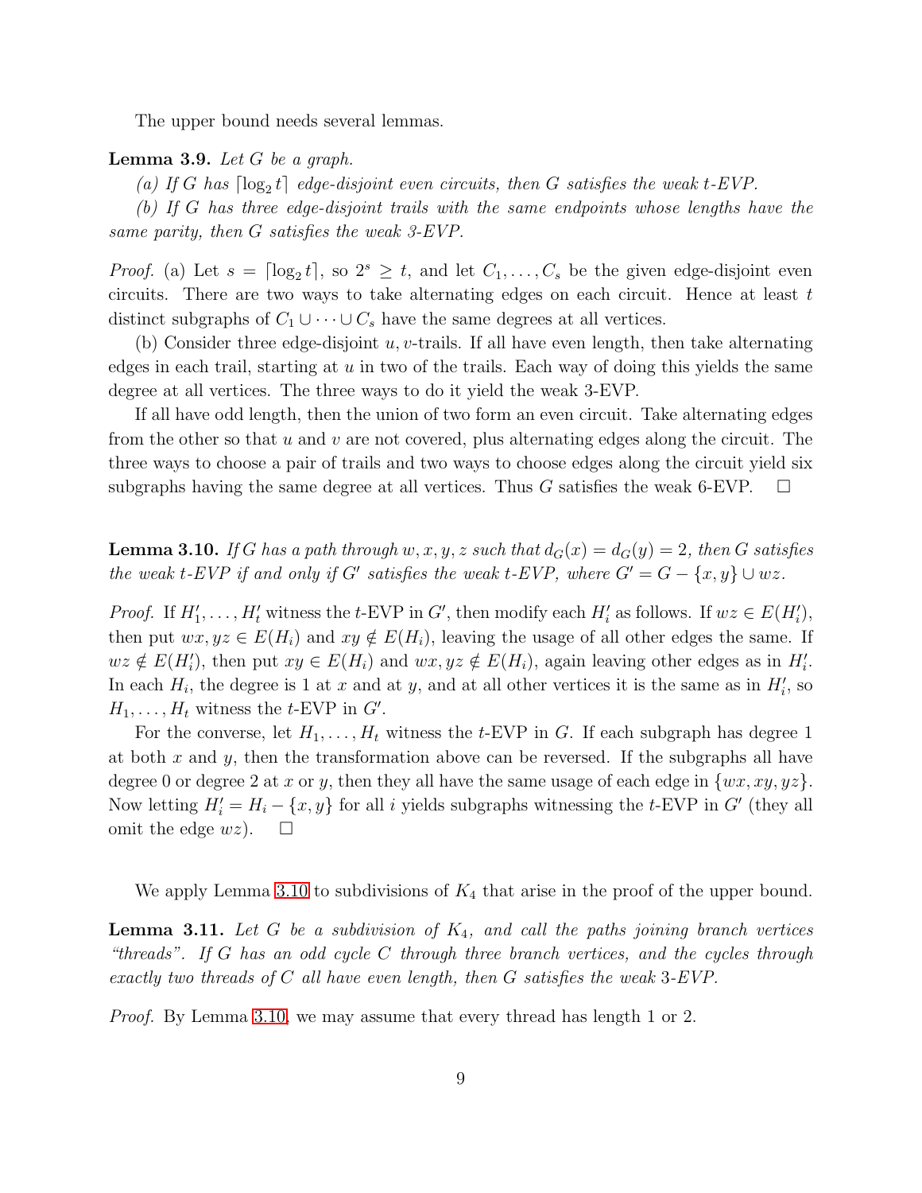The upper bound needs several lemmas.

**Lemma 3.9.** *Let $G$ be a graph.*

*(a) If $G$ has $\lceil \log_2 t \rceil$ edge-disjoint even circuits, then $G$ satisfies the weak $t$-EVP.*

*(b) If $G$ has three edge-disjoint trails with the same endpoints whose lengths have the same parity, then $G$ satisfies the weak 3-EVP.*

*Proof.* (a) Let $s = \lceil \log_2 t \rceil$, so $2^s \geq t$, and let $C_1, \ldots, C_s$ be the given edge-disjoint even circuits. There are two ways to take alternating edges on each circuit. Hence at least $t$ distinct subgraphs of $C_1 \cup \cdots \cup C_s$ have the same degrees at all vertices.

(b) Consider three edge-disjoint $u,v$-trails. If all have even length, then take alternating edges in each trail, starting at $u$ in two of the trails. Each way of doing this yields the same degree at all vertices. The three ways to do it yield the weak 3-EVP.

If all have odd length, then the union of two form an even circuit. Take alternating edges from the other so that $u$ and $v$ are not covered, plus alternating edges along the circuit. The three ways to choose a pair of trails and two ways to choose edges along the circuit yield six subgraphs having the same degree at all vertices. Thus $G$ satisfies the weak 6-EVP. $\square$

**Lemma 3.10.** *If $G$ has a path through $w, x, y, z$ such that $d_G(x) = d_G(y) = 2$, then $G$ satisfies the weak $t$-EVP if and only if $G'$ satisfies the weak $t$-EVP, where $G' = G - \{x, y\} \cup wz$.*

*Proof.* If $H'_1, \ldots, H'_t$ witness the $t$-EVP in $G'$, then modify each $H'_i$ as follows. If $wz \in E(H'_i)$, then put $wx, yz \in E(H_i)$ and $xy \notin E(H_i)$, leaving the usage of all other edges the same. If $wz \notin E(H'_i)$, then put $xy \in E(H_i)$ and $wx, yz \notin E(H_i)$, again leaving other edges as in $H'_i$. In each $H_i$, the degree is 1 at $x$ and at $y$, and at all other vertices it is the same as in $H'_i$, so $H_1, \ldots, H_t$ witness the $t$-EVP in $G'$.

For the converse, let $H_1, \ldots, H_t$ witness the $t$-EVP in $G$. If each subgraph has degree 1 at both $x$ and $y$, then the transformation above can be reversed. If the subgraphs all have degree 0 or degree 2 at $x$ or $y$, then they all have the same usage of each edge in $\{wx, xy, yz\}$. Now letting $H'_i = H_i - \{x, y\}$ for all $i$ yields subgraphs witnessing the $t$-EVP in $G'$ (they all omit the edge $wz$). $\square$

We apply Lemma 3.10 to subdivisions of $K_4$ that arise in the proof of the upper bound.

**Lemma 3.11.** *Let $G$ be a subdivision of $K_4$, and call the paths joining branch vertices "threads". If $G$ has an odd cycle $C$ through three branch vertices, and the cycles through exactly two threads of $C$ all have even length, then $G$ satisfies the weak 3-EVP.*

*Proof.* By Lemma 3.10, we may assume that every thread has length 1 or 2.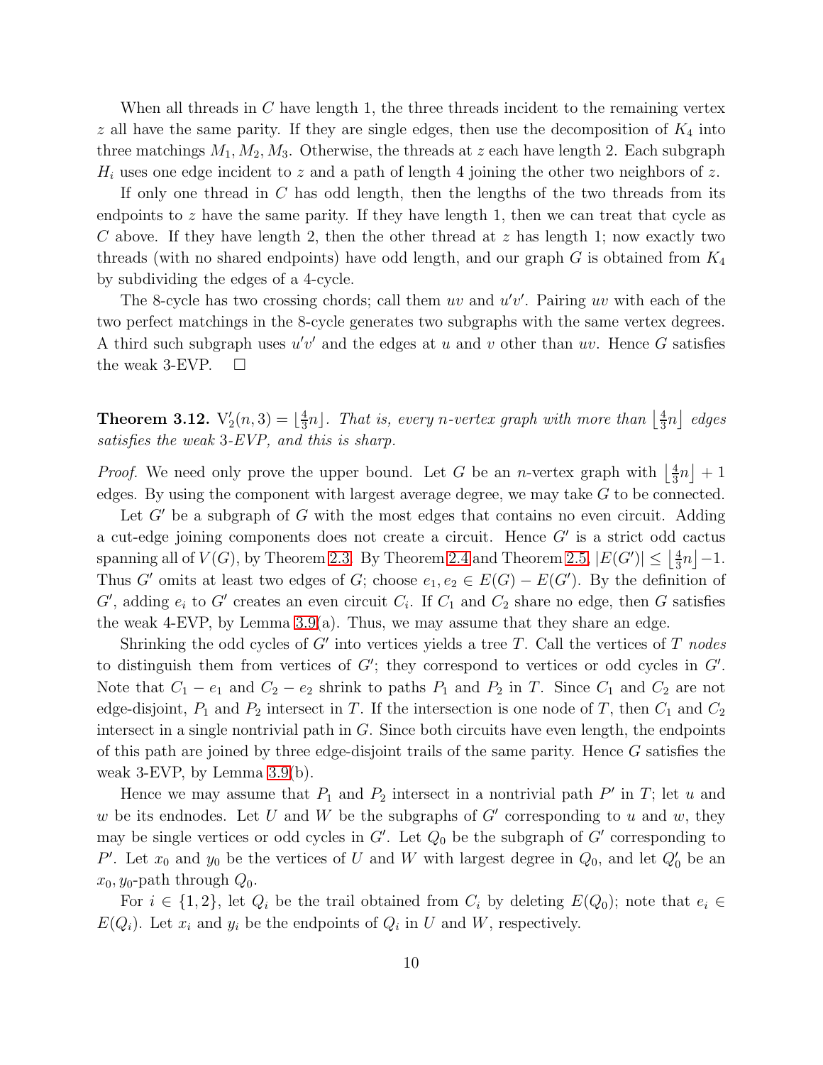When all threads in $C$ have length 1, the three threads incident to the remaining vertex $z$ all have the same parity. If they are single edges, then use the decomposition of $K_4$ into three matchings $M_1, M_2, M_3$. Otherwise, the threads at $z$ each have length 2. Each subgraph $H_i$ uses one edge incident to $z$ and a path of length 4 joining the other two neighbors of $z$.

If only one thread in $C$ has odd length, then the lengths of the two threads from its endpoints to $z$ have the same parity. If they have length 1, then we can treat that cycle as $C$ above. If they have length 2, then the other thread at $z$ has length 1; now exactly two threads (with no shared endpoints) have odd length, and our graph $G$ is obtained from $K_4$ by subdividing the edges of a 4-cycle.

The 8-cycle has two crossing chords; call them $uv$ and $u'v'$. Pairing $uv$ with each of the two perfect matchings in the 8-cycle generates two subgraphs with the same vertex degrees. A third such subgraph uses $u'v'$ and the edges at $u$ and $v$ other than $uv$. Hence $G$ satisfies the weak 3-EVP. $\square$

**Theorem 3.12.** $\mathrm{V}_2'(n,3) = \lfloor \frac{4}{3}n \rfloor$. *That is, every $n$-vertex graph with more than $\lfloor \frac{4}{3}n \rfloor$ edges satisfies the weak 3-EVP, and this is sharp.*

*Proof.* We need only prove the upper bound. Let $G$ be an $n$-vertex graph with $\lfloor \frac{4}{3}n \rfloor + 1$ edges. By using the component with largest average degree, we may take $G$ to be connected.

Let $G'$ be a subgraph of $G$ with the most edges that contains no even circuit. Adding a cut-edge joining components does not create a circuit. Hence $G'$ is a strict odd cactus spanning all of $V(G)$, by Theorem 2.3. By Theorem 2.4 and Theorem 2.5, $|E(G')| \le \lfloor \frac{4}{3}n \rfloor - 1$. Thus $G'$ omits at least two edges of $G$; choose $e_1, e_2 \in E(G) - E(G')$. By the definition of $G'$, adding $e_i$ to $G'$ creates an even circuit $C_i$. If $C_1$ and $C_2$ share no edge, then $G$ satisfies the weak 4-EVP, by Lemma 3.9(a). Thus, we may assume that they share an edge.

Shrinking the odd cycles of $G'$ into vertices yields a tree $T$. Call the vertices of $T$ *nodes* to distinguish them from vertices of $G'$; they correspond to vertices or odd cycles in $G'$. Note that $C_1 - e_1$ and $C_2 - e_2$ shrink to paths $P_1$ and $P_2$ in $T$. Since $C_1$ and $C_2$ are not edge-disjoint, $P_1$ and $P_2$ intersect in $T$. If the intersection is one node of $T$, then $C_1$ and $C_2$ intersect in a single nontrivial path in $G$. Since both circuits have even length, the endpoints of this path are joined by three edge-disjoint trails of the same parity. Hence $G$ satisfies the weak 3-EVP, by Lemma 3.9(b).

Hence we may assume that $P_1$ and $P_2$ intersect in a nontrivial path $P'$ in $T$; let $u$ and $w$ be its endnodes. Let $U$ and $W$ be the subgraphs of $G'$ corresponding to $u$ and $w$, they may be single vertices or odd cycles in $G'$. Let $Q_0$ be the subgraph of $G'$ corresponding to $P'$. Let $x_0$ and $y_0$ be the vertices of $U$ and $W$ with largest degree in $Q_0$, and let $Q_0'$ be an $x_0, y_0$-path through $Q_0$.

For $i \in \{1, 2\}$, let $Q_i$ be the trail obtained from $C_i$ by deleting $E(Q_0)$; note that $e_i \in E(Q_i)$. Let $x_i$ and $y_i$ be the endpoints of $Q_i$ in $U$ and $W$, respectively.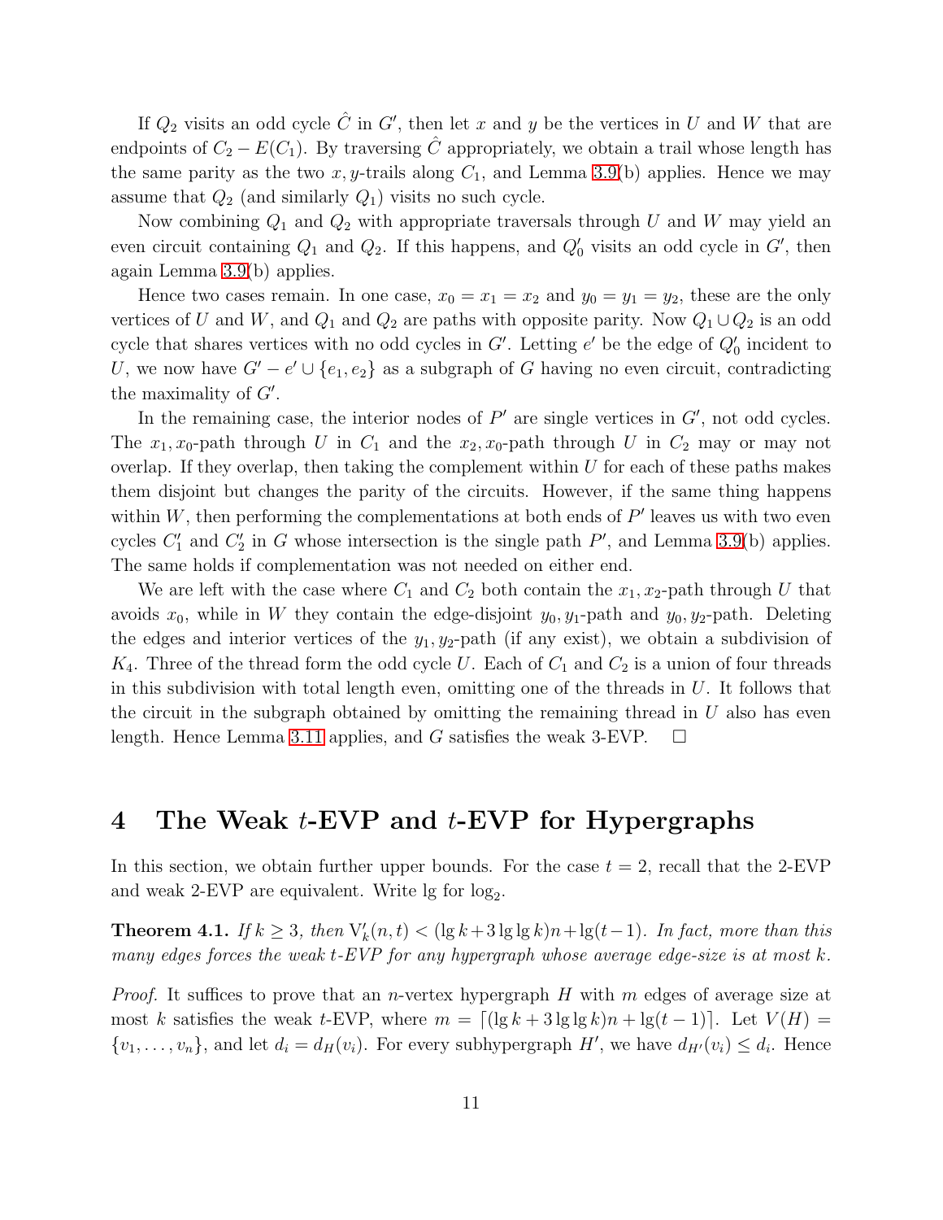If $Q_2$ visits an odd cycle $\hat{C}$ in $G'$, then let $x$ and $y$ be the vertices in $U$ and $W$ that are endpoints of $C_2 - E(C_1)$. By traversing $\hat{C}$ appropriately, we obtain a trail whose length has the same parity as the two $x, y$-trails along $C_1$, and Lemma 3.9(b) applies. Hence we may assume that $Q_2$ (and similarly $Q_1$) visits no such cycle.

Now combining $Q_1$ and $Q_2$ with appropriate traversals through $U$ and $W$ may yield an even circuit containing $Q_1$ and $Q_2$. If this happens, and $Q_0'$ visits an odd cycle in $G'$, then again Lemma 3.9(b) applies.

Hence two cases remain. In one case, $x_0 = x_1 = x_2$ and $y_0 = y_1 = y_2$, these are the only vertices of $U$ and $W$, and $Q_1$ and $Q_2$ are paths with opposite parity. Now $Q_1 \cup Q_2$ is an odd cycle that shares vertices with no odd cycles in $G'$. Letting $e'$ be the edge of $Q_0'$ incident to $U$, we now have $G' - e' \cup \{e_1, e_2\}$ as a subgraph of $G$ having no even circuit, contradicting the maximality of $G'$.

In the remaining case, the interior nodes of $P'$ are single vertices in $G'$, not odd cycles. The $x_1, x_0$-path through $U$ in $C_1$ and the $x_2, x_0$-path through $U$ in $C_2$ may or may not overlap. If they overlap, then taking the complement within $U$ for each of these paths makes them disjoint but changes the parity of the circuits. However, if the same thing happens within $W$, then performing the complementations at both ends of $P'$ leaves us with two even cycles $C_1'$ and $C_2'$ in $G$ whose intersection is the single path $P'$, and Lemma 3.9(b) applies. The same holds if complementation was not needed on either end.

We are left with the case where $C_1$ and $C_2$ both contain the $x_1, x_2$-path through $U$ that avoids $x_0$, while in $W$ they contain the edge-disjoint $y_0, y_1$-path and $y_0, y_2$-path. Deleting the edges and interior vertices of the $y_1, y_2$-path (if any exist), we obtain a subdivision of $K_4$. Three of the thread form the odd cycle $U$. Each of $C_1$ and $C_2$ is a union of four threads in this subdivision with total length even, omitting one of the threads in $U$. It follows that the circuit in the subgraph obtained by omitting the remaining thread in $U$ also has even length. Hence Lemma 3.11 applies, and $G$ satisfies the weak 3-EVP. $\square$

# 4 The Weak $t$-EVP and $t$-EVP for Hypergraphs

In this section, we obtain further upper bounds. For the case $t = 2$, recall that the 2-EVP and weak 2-EVP are equivalent. Write lg for $\log_2$.

**Theorem 4.1.** *If $k \geq 3$, then $\mathrm{V}_k'(n, t) < (\lg k + 3 \lg \lg k)n + \lg(t-1)$. In fact, more than this many edges forces the weak $t$-EVP for any hypergraph whose average edge-size is at most $k$.*

*Proof.* It suffices to prove that an $n$-vertex hypergraph $H$ with $m$ edges of average size at most $k$ satisfies the weak $t$-EVP, where $m = \lceil (\lg k + 3 \lg \lg k)n + \lg(t-1) \rceil$. Let $V(H) = \{v_1, \ldots, v_n\}$, and let $d_i = d_H(v_i)$. For every subhypergraph $H'$, we have $d_{H'}(v_i) \leq d_i$. Hence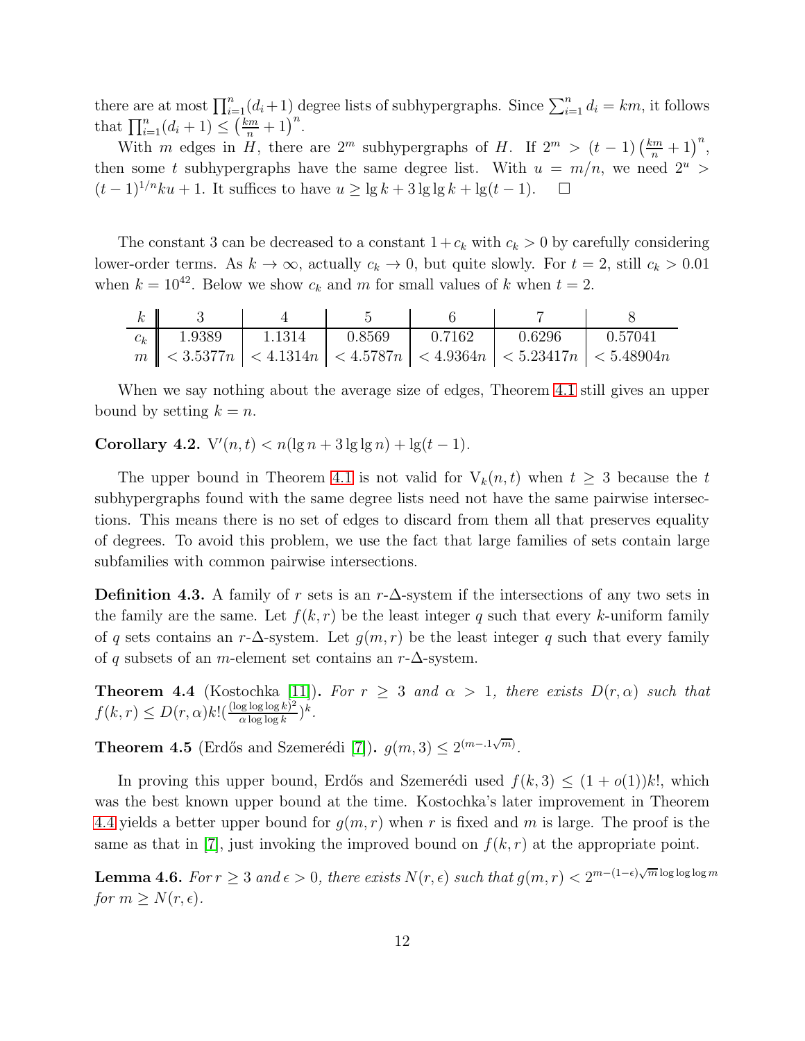there are at most $\prod_{i=1}^n (d_i+1)$ degree lists of subhypergraphs. Since $\sum_{i=1}^n d_i = km$, it follows that $\prod_{i=1}^n (d_i+1) \le \left(\frac{km}{n}+1\right)^n$.

With $m$ edges in $H$, there are $2^m$ subhypergraphs of $H$. If $2^m > (t-1)\left(\frac{km}{n}+1\right)^n$, then some $t$ subhypergraphs have the same degree list. With $u = m/n$, we need $2^u > (t-1)^{1/n} ku + 1$. It suffices to have $u \ge \lg k + 3 \lg\lg k + \lg(t-1)$. $\square$

The constant 3 can be decreased to a constant $1 + c_k$ with $c_k > 0$ by carefully considering lower-order terms. As $k \to \infty$, actually $c_k \to 0$, but quite slowly. For $t = 2$, still $c_k > 0.01$ when $k = 10^{42}$. Below we show $c_k$ and $m$ for small values of $k$ when $t = 2$.

| $k$ | 3 | 4 | 5 | 6 | 7 | 8 |
|---|---|---|---|---|---|---|
| $c_k$ | 1.9389 | 1.1314 | 0.8569 | 0.7162 | 0.6296 | 0.57041 |
| $m$ | $< 3.5377n$ | $< 4.1314n$ | $< 4.5787n$ | $< 4.9364n$ | $< 5.23417n$ | $< 5.48904n$ |

When we say nothing about the average size of edges, Theorem 4.1 still gives an upper bound by setting $k = n$.

**Corollary 4.2.** $\mathrm{V}'(n,t) < n(\lg n + 3 \lg\lg n) + \lg(t-1)$.

The upper bound in Theorem 4.1 is not valid for $\mathrm{V}_k(n,t)$ when $t \ge 3$ because the $t$ subhypergraphs found with the same degree lists need not have the same pairwise intersections. This means there is no set of edges to discard from them all that preserves equality of degrees. To avoid this problem, we use the fact that large families of sets contain large subfamilies with common pairwise intersections.

**Definition 4.3.** A family of $r$ sets is an $r$-$\Delta$-system if the intersections of any two sets in the family are the same. Let $f(k,r)$ be the least integer $q$ such that every $k$-uniform family of $q$ sets contains an $r$-$\Delta$-system. Let $g(m,r)$ be the least integer $q$ such that every family of $q$ subsets of an $m$-element set contains an $r$-$\Delta$-system.

**Theorem 4.4** (Kostochka [11]). *For $r \ge 3$ and $\alpha > 1$, there exists $D(r,\alpha)$ such that $f(k,r) \le D(r,\alpha) k! (\frac{(\log\log\log k)^2}{\alpha \log\log k})^k$.*

**Theorem 4.5** (Erdős and Szemerédi [7]). $g(m,3) \le 2^{(m - .1\sqrt{m})}$.

In proving this upper bound, Erdős and Szemerédi used $f(k,3) \le (1+o(1))k!$, which was the best known upper bound at the time. Kostochka's later improvement in Theorem 4.4 yields a better upper bound for $g(m,r)$ when $r$ is fixed and $m$ is large. The proof is the same as that in [7], just invoking the improved bound on $f(k,r)$ at the appropriate point.

**Lemma 4.6.** *For $r \ge 3$ and $\epsilon > 0$, there exists $N(r,\epsilon)$ such that $g(m,r) < 2^{m-(1-\epsilon)\sqrt{m}\log\log\log m}$ for $m \ge N(r,\epsilon)$.*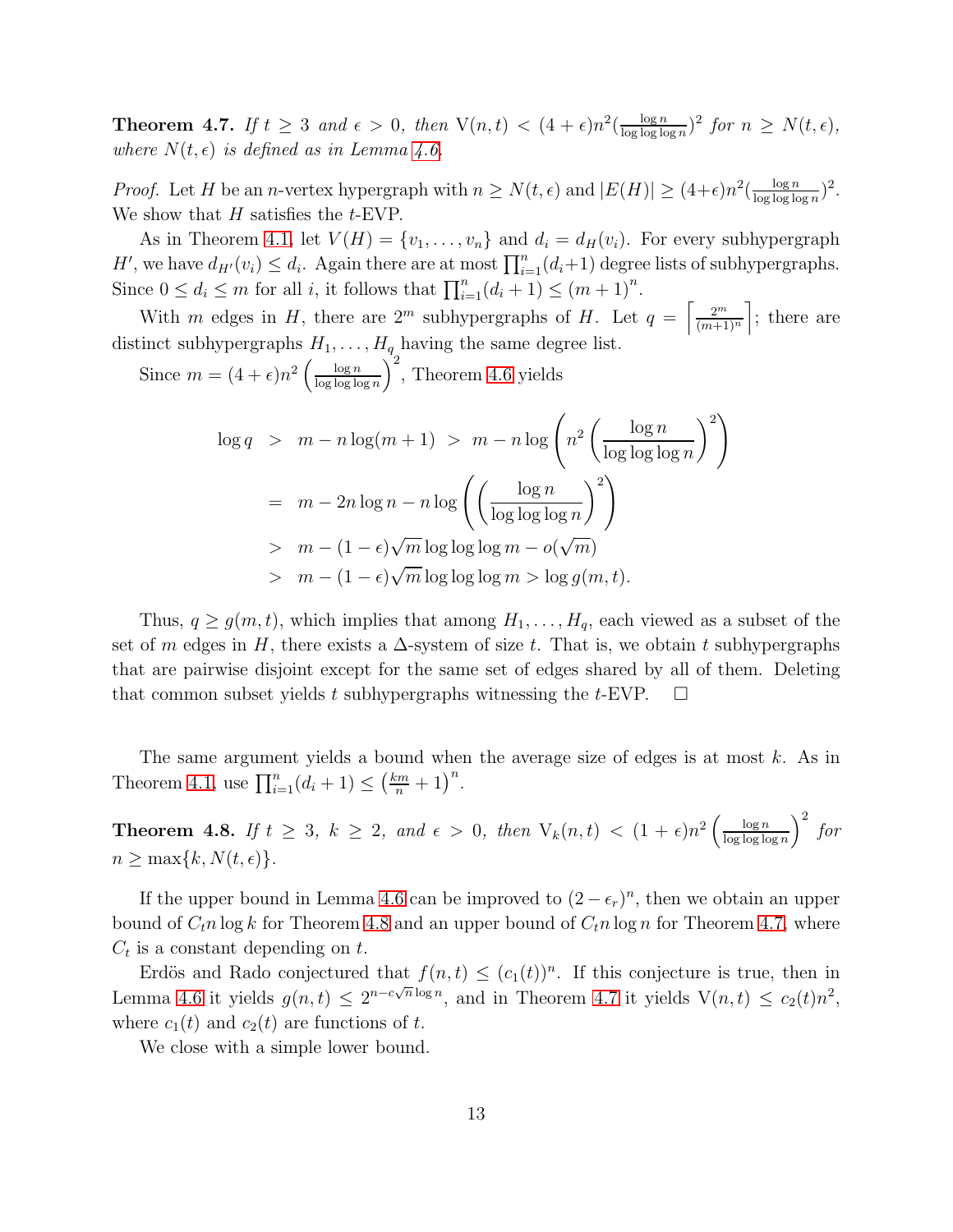**Theorem 4.7.** *If $t \geq 3$ and $\epsilon > 0$, then $\mathrm{V}(n,t) < (4+\epsilon)n^2(\frac{\log n}{\log\log\log n})^2$ for $n \geq N(t,\epsilon)$, where $N(t,\epsilon)$ is defined as in Lemma 4.6.*

*Proof.* Let $H$ be an $n$-vertex hypergraph with $n \geq N(t,\epsilon)$ and $|E(H)| \geq (4+\epsilon)n^2(\frac{\log n}{\log\log\log n})^2$. We show that $H$ satisfies the $t$-EVP.

As in Theorem 4.1, let $V(H) = \{v_1, \ldots, v_n\}$ and $d_i = d_H(v_i)$. For every subhypergraph $H'$, we have $d_{H'}(v_i) \leq d_i$. Again there are at most $\prod_{i=1}^n (d_i+1)$ degree lists of subhypergraphs. Since $0 \leq d_i \leq m$ for all $i$, it follows that $\prod_{i=1}^n (d_i+1) \leq (m+1)^n$.

With $m$ edges in $H$, there are $2^m$ subhypergraphs of $H$. Let $q = \left\lceil \frac{2^m}{(m+1)^n} \right\rceil$; there are distinct subhypergraphs $H_1, \ldots, H_q$ having the same degree list.

Since $m = (4+\epsilon)n^2\left(\frac{\log n}{\log\log\log n}\right)^2$, Theorem 4.6 yields

$$
\begin{aligned}
\log q &> m - n\log(m+1) > m - n\log\left(n^2\left(\frac{\log n}{\log\log\log n}\right)^2\right) \\
&= m - 2n\log n - n\log\left(\left(\frac{\log n}{\log\log\log n}\right)^2\right) \\
&> m - (1-\epsilon)\sqrt{m}\log\log\log m - o(\sqrt{m}) \\
&> m - (1-\epsilon)\sqrt{m}\log\log\log m > \log g(m,t).
\end{aligned}
$$

Thus, $q \geq g(m,t)$, which implies that among $H_1, \ldots, H_q$, each viewed as a subset of the set of $m$ edges in $H$, there exists a $\Delta$-system of size $t$. That is, we obtain $t$ subhypergraphs that are pairwise disjoint except for the same set of edges shared by all of them. Deleting that common subset yields $t$ subhypergraphs witnessing the $t$-EVP. $\square$

The same argument yields a bound when the average size of edges is at most $k$. As in Theorem 4.1, use $\prod_{i=1}^n (d_i+1) \leq \left(\frac{km}{n}+1\right)^n$.

**Theorem 4.8.** *If $t \geq 3$, $k \geq 2$, and $\epsilon > 0$, then $\mathrm{V}_k(n,t) < (1+\epsilon)n^2\left(\frac{\log n}{\log\log\log n}\right)^2$ for $n \geq \max\{k, N(t,\epsilon)\}$.*

If the upper bound in Lemma 4.6 can be improved to $(2-\epsilon_r)^n$, then we obtain an upper bound of $C_t n\log k$ for Theorem 4.8 and an upper bound of $C_t n\log n$ for Theorem 4.7, where $C_t$ is a constant depending on $t$.

Erdös and Rado conjectured that $f(n,t) \leq (c_1(t))^n$. If this conjecture is true, then in Lemma 4.6 it yields $g(n,t) \leq 2^{n-c\sqrt{n}\log n}$, and in Theorem 4.7 it yields $\mathrm{V}(n,t) \leq c_2(t)n^2$, where $c_1(t)$ and $c_2(t)$ are functions of $t$.

We close with a simple lower bound.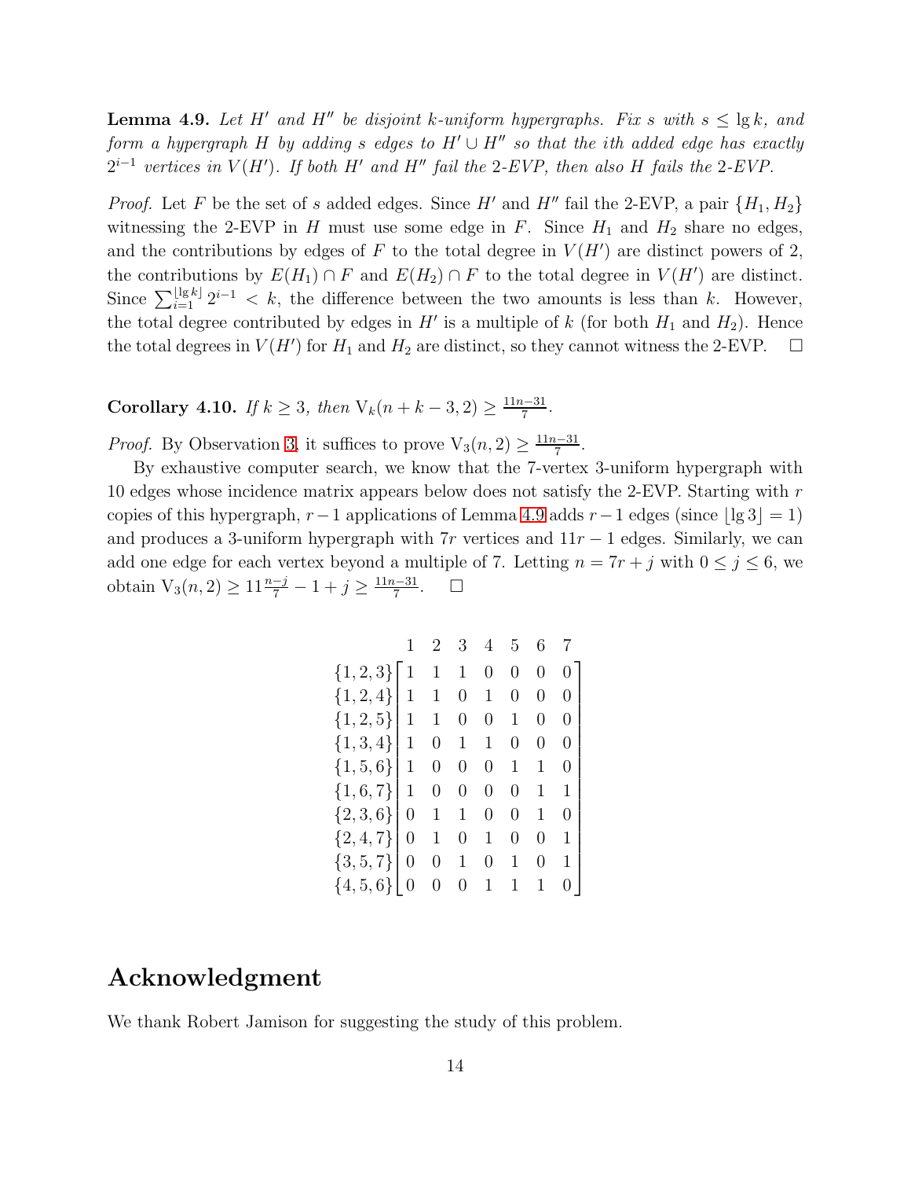**Lemma 4.9.** *Let $H'$ and $H''$ be disjoint $k$-uniform hypergraphs. Fix $s$ with $s \le \lg k$, and form a hypergraph $H$ by adding $s$ edges to $H' \cup H''$ so that the $i$th added edge has exactly $2^{i-1}$ vertices in $V(H')$. If both $H'$ and $H''$ fail the 2-EVP, then also $H$ fails the 2-EVP.*

*Proof.* Let $F$ be the set of $s$ added edges. Since $H'$ and $H''$ fail the 2-EVP, a pair $\{H_1, H_2\}$ witnessing the 2-EVP in $H$ must use some edge in $F$. Since $H_1$ and $H_2$ share no edges, and the contributions by edges of $F$ to the total degree in $V(H')$ are distinct powers of 2, the contributions by $E(H_1) \cap F$ and $E(H_2) \cap F$ to the total degree in $V(H')$ are distinct. Since $\sum_{i=1}^{\lfloor \lg k \rfloor} 2^{i-1} < k$, the difference between the two amounts is less than $k$. However, the total degree contributed by edges in $H'$ is a multiple of $k$ (for both $H_1$ and $H_2$). Hence the total degrees in $V(H')$ for $H_1$ and $H_2$ are distinct, so they cannot witness the 2-EVP. $\square$

**Corollary 4.10.** *If $k \ge 3$, then $\mathrm{V}_k(n + k - 3, 2) \ge \frac{11n-31}{7}$.*

*Proof.* By Observation 3, it suffices to prove $\mathrm{V}_3(n, 2) \ge \frac{11n-31}{7}$.

By exhaustive computer search, we know that the 7-vertex 3-uniform hypergraph with 10 edges whose incidence matrix appears below does not satisfy the 2-EVP. Starting with $r$ copies of this hypergraph, $r-1$ applications of Lemma 4.9 adds $r-1$ edges (since $\lfloor \lg 3 \rfloor = 1$) and produces a 3-uniform hypergraph with $7r$ vertices and $11r - 1$ edges. Similarly, we can add one edge for each vertex beyond a multiple of 7. Letting $n = 7r + j$ with $0 \le j \le 6$, we obtain $\mathrm{V}_3(n, 2) \ge 11\frac{n-j}{7} - 1 + j \ge \frac{11n-31}{7}$. $\square$

|  | 1 | 2 | 3 | 4 | 5 | 6 | 7 |
|---|---|---|---|---|---|---|---|
| $\{1,2,3\}$ | 1 | 1 | 1 | 0 | 0 | 0 | 0 |
| $\{1,2,4\}$ | 1 | 1 | 0 | 1 | 0 | 0 | 0 |
| $\{1,2,5\}$ | 1 | 1 | 0 | 0 | 1 | 0 | 0 |
| $\{1,3,4\}$ | 1 | 0 | 1 | 1 | 0 | 0 | 0 |
| $\{1,5,6\}$ | 1 | 0 | 0 | 0 | 1 | 1 | 0 |
| $\{1,6,7\}$ | 1 | 0 | 0 | 0 | 0 | 1 | 1 |
| $\{2,3,6\}$ | 0 | 1 | 1 | 0 | 0 | 1 | 0 |
| $\{2,4,7\}$ | 0 | 1 | 0 | 1 | 0 | 0 | 1 |
| $\{3,5,7\}$ | 0 | 0 | 1 | 0 | 1 | 0 | 1 |
| $\{4,5,6\}$ | 0 | 0 | 0 | 1 | 1 | 1 | 0 |

## Acknowledgment

We thank Robert Jamison for suggesting the study of this problem.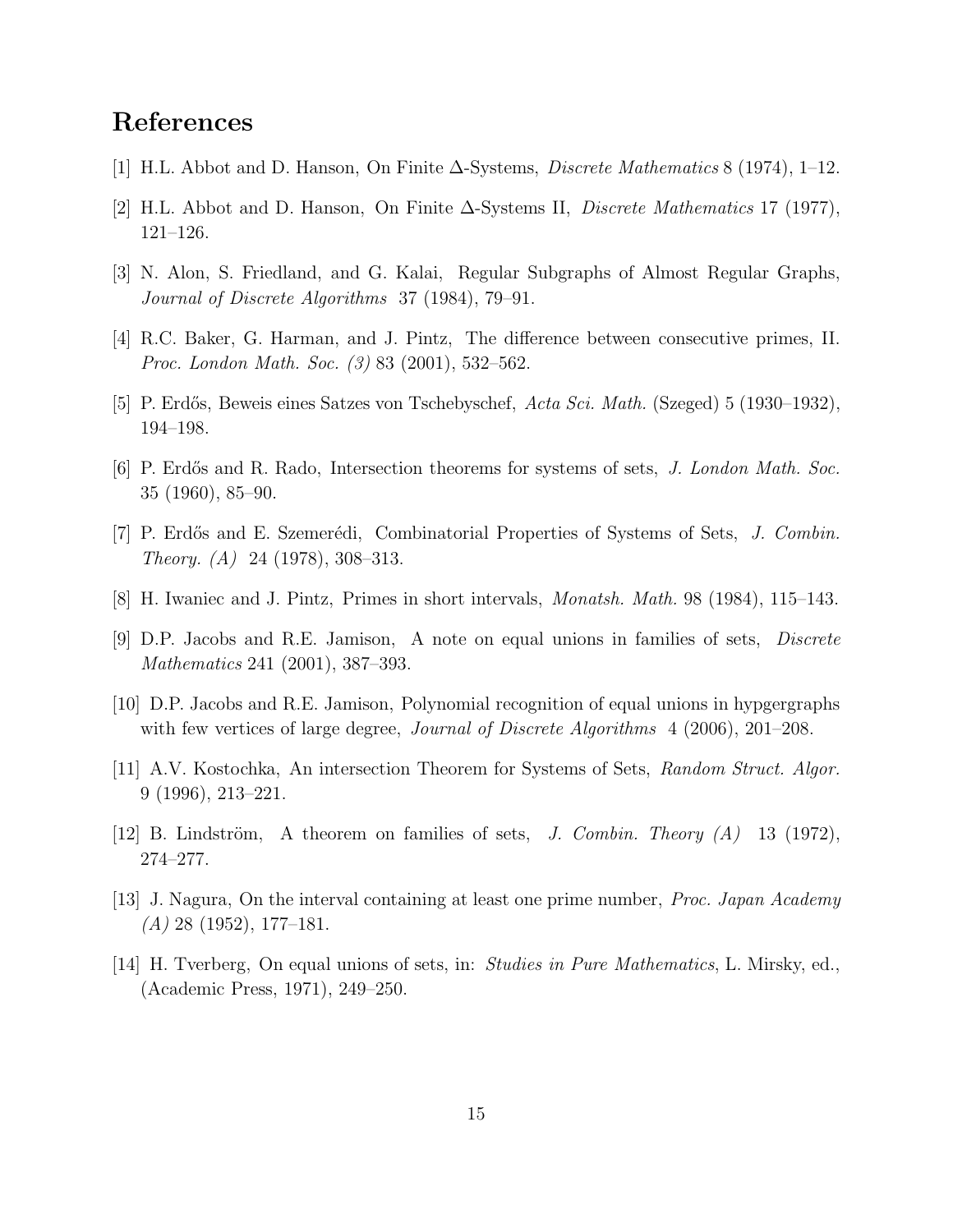## References

[1] H.L. Abbot and D. Hanson, On Finite $\Delta$-Systems, *Discrete Mathematics* 8 (1974), 1–12.

[2] H.L. Abbot and D. Hanson, On Finite $\Delta$-Systems II, *Discrete Mathematics* 17 (1977), 121–126.

[3] N. Alon, S. Friedland, and G. Kalai, Regular Subgraphs of Almost Regular Graphs, *Journal of Discrete Algorithms* 37 (1984), 79–91.

[4] R.C. Baker, G. Harman, and J. Pintz, The difference between consecutive primes, II. *Proc. London Math. Soc. (3)* 83 (2001), 532–562.

[5] P. Erdős, Beweis eines Satzes von Tschebyschef, *Acta Sci. Math.* (Szeged) 5 (1930–1932), 194–198.

[6] P. Erdős and R. Rado, Intersection theorems for systems of sets, *J. London Math. Soc.* 35 (1960), 85–90.

[7] P. Erdős and E. Szemerédi, Combinatorial Properties of Systems of Sets, *J. Combin. Theory. (A)* 24 (1978), 308–313.

[8] H. Iwaniec and J. Pintz, Primes in short intervals, *Monatsh. Math.* 98 (1984), 115–143.

[9] D.P. Jacobs and R.E. Jamison, A note on equal unions in families of sets, *Discrete Mathematics* 241 (2001), 387–393.

[10] D.P. Jacobs and R.E. Jamison, Polynomial recognition of equal unions in hypgergraphs with few vertices of large degree, *Journal of Discrete Algorithms* 4 (2006), 201–208.

[11] A.V. Kostochka, An intersection Theorem for Systems of Sets, *Random Struct. Algor.* 9 (1996), 213–221.

[12] B. Lindström, A theorem on families of sets, *J. Combin. Theory (A)* 13 (1972), 274–277.

[13] J. Nagura, On the interval containing at least one prime number, *Proc. Japan Academy (A)* 28 (1952), 177–181.

[14] H. Tverberg, On equal unions of sets, in: *Studies in Pure Mathematics*, L. Mirsky, ed., (Academic Press, 1971), 249–250.